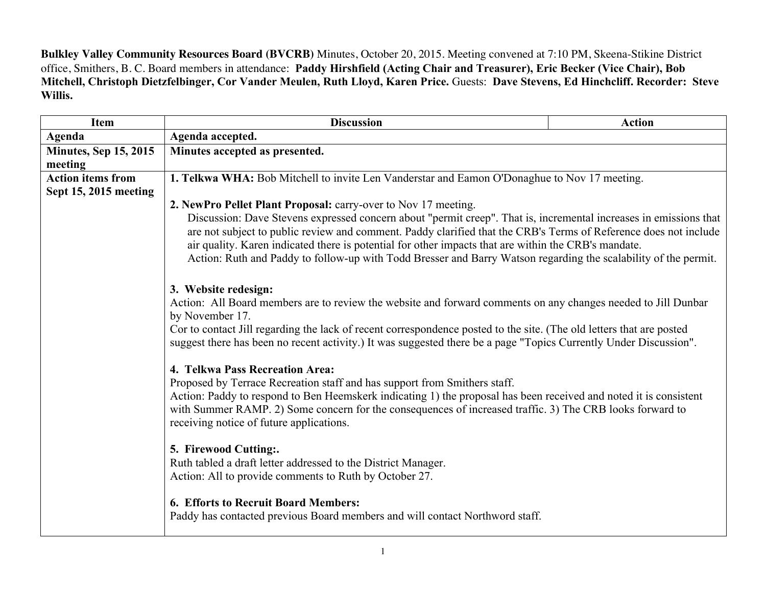**Bulkley Valley Community Resources Board (BVCRB)** Minutes, October 20, 2015. Meeting convened at 7:10 PM, Skeena-Stikine District office, Smithers, B. C. Board members in attendance: **Paddy Hirshfield (Acting Chair and Treasurer), Eric Becker (Vice Chair), Bob Mitchell, Christoph Dietzfelbinger, Cor Vander Meulen, Ruth Lloyd, Karen Price.** Guests: **Dave Stevens, Ed Hinchcliff. Recorder: Steve Willis.**

| Item | Discussion | Action |
|---|---|---|
| **Agenda** | **Agenda accepted.** | |
| **Minutes, Sep 15, 2015 meeting** | **Minutes accepted as presented.** | |
| **Action items from Sept 15, 2015 meeting** | **1. Telkwa WHA:** Bob Mitchell to invite Len Vanderstar and Eamon O'Donaghue to Nov 17 meeting.<br><br>**2. NewPro Pellet Plant Proposal:** carry-over to Nov 17 meeting.<br>Discussion: Dave Stevens expressed concern about "permit creep". That is, incremental increases in emissions that are not subject to public review and comment. Paddy clarified that the CRB's Terms of Reference does not include air quality. Karen indicated there is potential for other impacts that are within the CRB's mandate.<br>Action: Ruth and Paddy to follow-up with Todd Bresser and Barry Watson regarding the scalability of the permit.<br><br>**3. Website redesign:**<br>Action: All Board members are to review the website and forward comments on any changes needed to Jill Dunbar by November 17.<br>Cor to contact Jill regarding the lack of recent correspondence posted to the site. (The old letters that are posted suggest there has been no recent activity.) It was suggested there be a page "Topics Currently Under Discussion".<br><br>**4. Telkwa Pass Recreation Area:**<br>Proposed by Terrace Recreation staff and has support from Smithers staff.<br>Action: Paddy to respond to Ben Heemskerk indicating 1) the proposal has been received and noted it is consistent with Summer RAMP. 2) Some concern for the consequences of increased traffic. 3) The CRB looks forward to receiving notice of future applications.<br><br>**5. Firewood Cutting:.**<br>Ruth tabled a draft letter addressed to the District Manager.<br>Action: All to provide comments to Ruth by October 27.<br><br>**6. Efforts to Recruit Board Members:**<br>Paddy has contacted previous Board members and will contact Northword staff. | |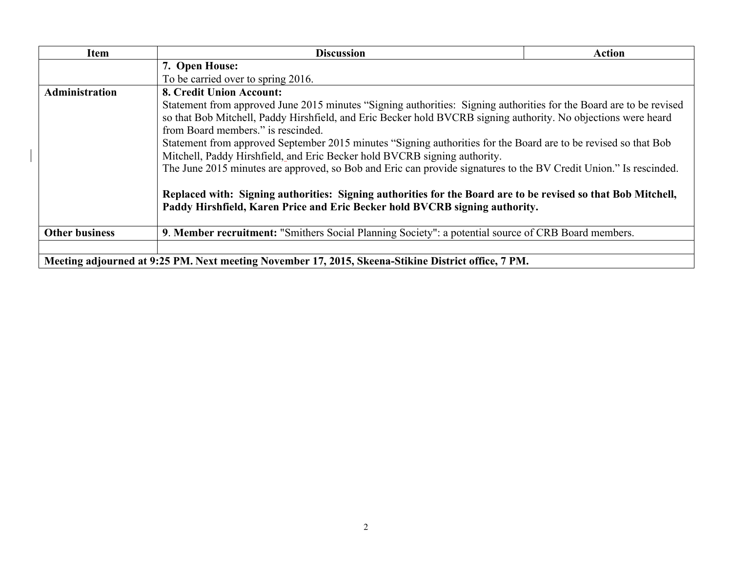| Item | Discussion | Action |
|---|---|---|
| | **7. Open House:**<br>To be carried over to spring 2016. | |
| **Administration** | **8. Credit Union Account:**<br>Statement from approved June 2015 minutes "Signing authorities: Signing authorities for the Board are to be revised so that Bob Mitchell, Paddy Hirshfield, and Eric Becker hold BVCRB signing authority. No objections were heard from Board members." is rescinded.<br>Statement from approved September 2015 minutes "Signing authorities for the Board are to be revised so that Bob Mitchell, Paddy Hirshfield, and Eric Becker hold BVCRB signing authority.<br>The June 2015 minutes are approved, so Bob and Eric can provide signatures to the BV Credit Union." Is rescinded.<br><br>**Replaced with: Signing authorities: Signing authorities for the Board are to be revised so that Bob Mitchell, Paddy Hirshfield, Karen Price and Eric Becker hold BVCRB signing authority.** | |
| **Other business** | **9**. **Member recruitment:** "Smithers Social Planning Society": a potential source of CRB Board members. | |
| | | |
| **Meeting adjourned at 9:25 PM. Next meeting November 17, 2015, Skeena-Stikine District office, 7 PM.** | | |